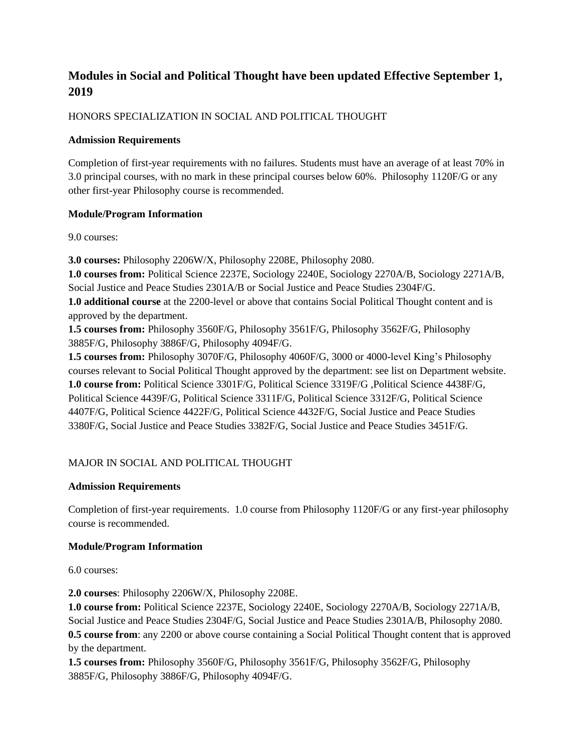# Modules in Social and Political Thought have been updated Effective September 1, 2019

## HONORS SPECIALIZATION IN SOCIAL AND POLITICAL THOUGHT

### Admission Requirements

Completion of first-year requirements with no failures. Students must have an average of at least 70% in 3.0 principal courses, with no mark in these principal courses below 60%. Philosophy 1120F/G or any other first-year Philosophy course is recommended.

### Module/Program Information

9.0 courses:

**3.0 courses:** Philosophy 2206W/X, Philosophy 2208E, Philosophy 2080.
**1.0 courses from:** Political Science 2237E, Sociology 2240E, Sociology 2270A/B, Sociology 2271A/B, Social Justice and Peace Studies 2301A/B or Social Justice and Peace Studies 2304F/G.
**1.0 additional course** at the 2200-level or above that contains Social Political Thought content and is approved by the department.
**1.5 courses from:** Philosophy 3560F/G, Philosophy 3561F/G, Philosophy 3562F/G, Philosophy 3885F/G, Philosophy 3886F/G, Philosophy 4094F/G.
**1.5 courses from:** Philosophy 3070F/G, Philosophy 4060F/G, 3000 or 4000-level King's Philosophy courses relevant to Social Political Thought approved by the department: see list on Department website.
**1.0 course from:** Political Science 3301F/G, Political Science 3319F/G ,Political Science 4438F/G, Political Science 4439F/G, Political Science 3311F/G, Political Science 3312F/G, Political Science 4407F/G, Political Science 4422F/G, Political Science 4432F/G, Social Justice and Peace Studies 3380F/G, Social Justice and Peace Studies 3382F/G, Social Justice and Peace Studies 3451F/G.

## MAJOR IN SOCIAL AND POLITICAL THOUGHT

### Admission Requirements

Completion of first-year requirements. 1.0 course from Philosophy 1120F/G or any first-year philosophy course is recommended.

### Module/Program Information

6.0 courses:

**2.0 courses**: Philosophy 2206W/X, Philosophy 2208E.
**1.0 course from:** Political Science 2237E, Sociology 2240E, Sociology 2270A/B, Sociology 2271A/B, Social Justice and Peace Studies 2304F/G, Social Justice and Peace Studies 2301A/B, Philosophy 2080.
**0.5 course from**: any 2200 or above course containing a Social Political Thought content that is approved by the department.
**1.5 courses from:** Philosophy 3560F/G, Philosophy 3561F/G, Philosophy 3562F/G, Philosophy 3885F/G, Philosophy 3886F/G, Philosophy 4094F/G.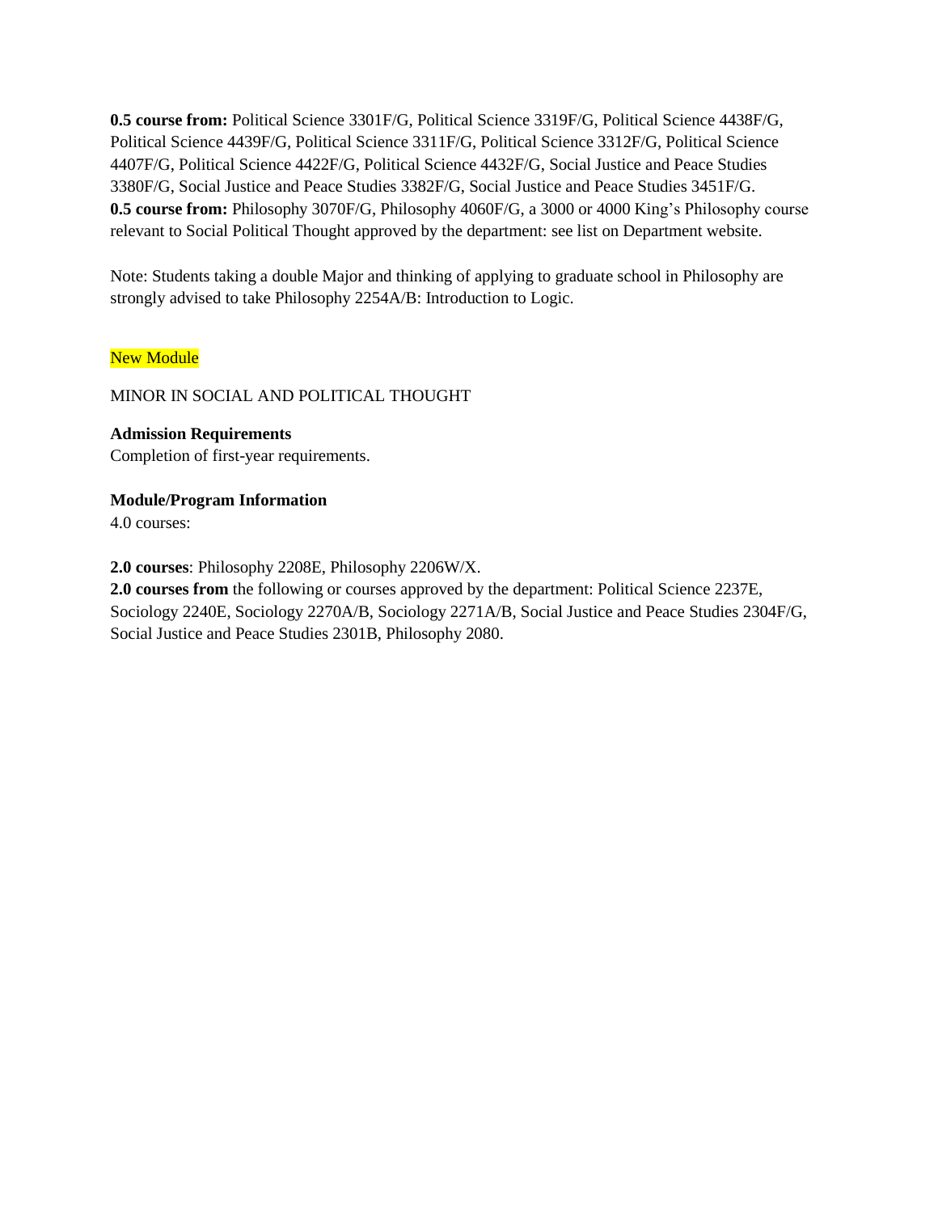**0.5 course from:** Political Science 3301F/G, Political Science 3319F/G, Political Science 4438F/G, Political Science 4439F/G, Political Science 3311F/G, Political Science 3312F/G, Political Science 4407F/G, Political Science 4422F/G, Political Science 4432F/G, Social Justice and Peace Studies 3380F/G, Social Justice and Peace Studies 3382F/G, Social Justice and Peace Studies 3451F/G.
**0.5 course from:** Philosophy 3070F/G, Philosophy 4060F/G, a 3000 or 4000 King's Philosophy course relevant to Social Political Thought approved by the department: see list on Department website.

Note: Students taking a double Major and thinking of applying to graduate school in Philosophy are strongly advised to take Philosophy 2254A/B: Introduction to Logic.

New Module

MINOR IN SOCIAL AND POLITICAL THOUGHT

**Admission Requirements**
Completion of first-year requirements.

**Module/Program Information**
4.0 courses:

**2.0 courses**: Philosophy 2208E, Philosophy 2206W/X.
**2.0 courses from** the following or courses approved by the department: Political Science 2237E, Sociology 2240E, Sociology 2270A/B, Sociology 2271A/B, Social Justice and Peace Studies 2304F/G, Social Justice and Peace Studies 2301B, Philosophy 2080.